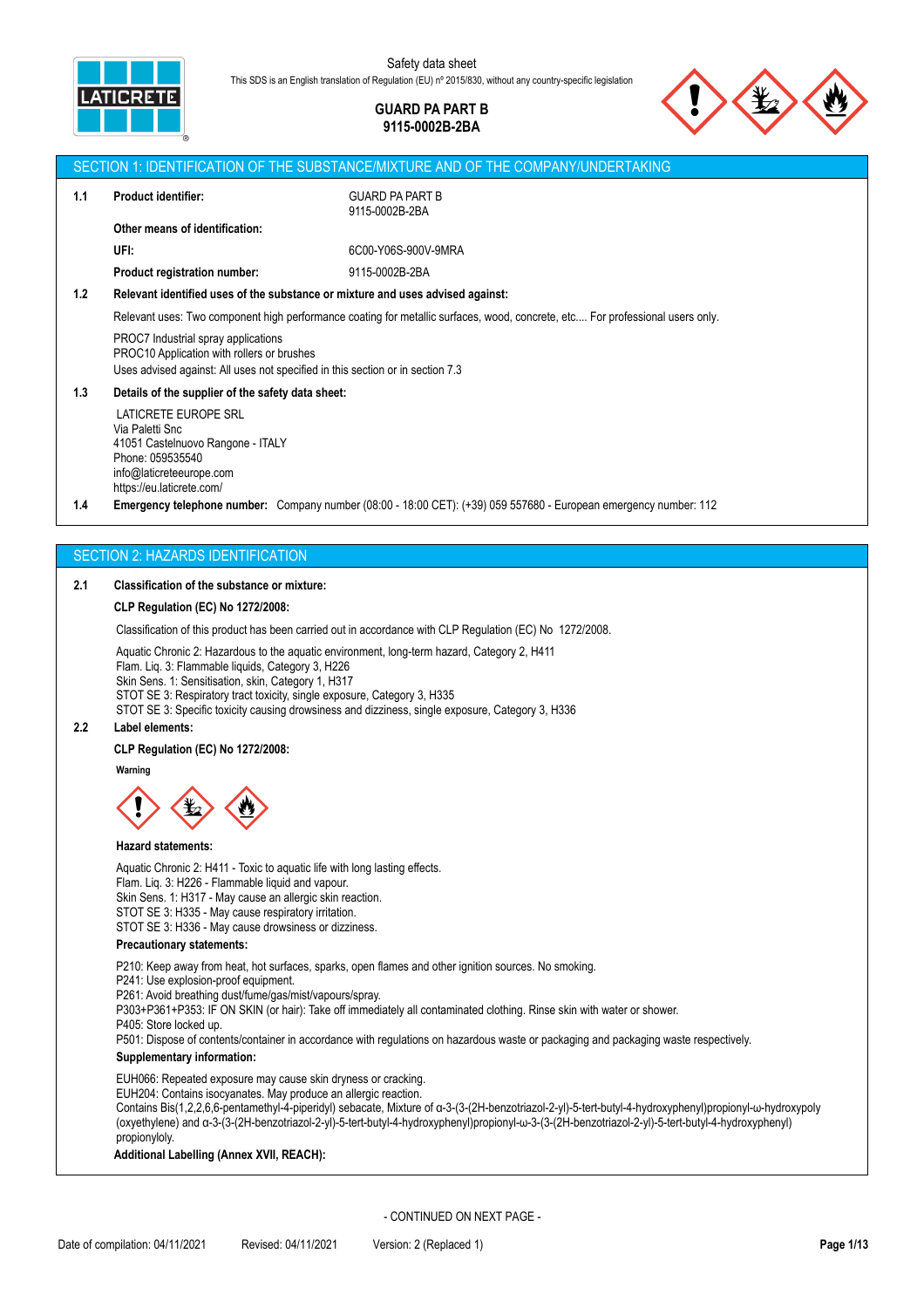Safety data sheet

This SDS is an English translation of Regulation (EU) nº 2015/830, without any country-specific legislation

**GUARD PA PART B**
**9115-0002B-2BA**

## SECTION 1: IDENTIFICATION OF THE SUBSTANCE/MIXTURE AND OF THE COMPANY/UNDERTAKING

**1.1 Product identifier:** GUARD PA PART B
9115-0002B-2BA

**Other means of identification:**

**UFI:** 6C00-Y06S-900V-9MRA

**Product registration number:** 9115-0002B-2BA

**1.2 Relevant identified uses of the substance or mixture and uses advised against:**

Relevant uses: Two component high performance coating for metallic surfaces, wood, concrete, etc.... For professional users only.

PROC7 Industrial spray applications
PROC10 Application with rollers or brushes
Uses advised against: All uses not specified in this section or in section 7.3

**1.3 Details of the supplier of the safety data sheet:**

LATICRETE EUROPE SRL
Via Paletti Snc
41051 Castelnuovo Rangone - ITALY
Phone: 059535540
info@laticreteeurope.com
https://eu.laticrete.com/

**1.4 Emergency telephone number:** Company number (08:00 - 18:00 CET): (+39) 059 557680 - European emergency number: 112

## SECTION 2: HAZARDS IDENTIFICATION

**2.1 Classification of the substance or mixture:**

**CLP Regulation (EC) No 1272/2008:**

Classification of this product has been carried out in accordance with CLP Regulation (EC) No 1272/2008.

Aquatic Chronic 2: Hazardous to the aquatic environment, long-term hazard, Category 2, H411
Flam. Liq. 3: Flammable liquids, Category 3, H226
Skin Sens. 1: Sensitisation, skin, Category 1, H317
STOT SE 3: Respiratory tract toxicity, single exposure, Category 3, H335
STOT SE 3: Specific toxicity causing drowsiness and dizziness, single exposure, Category 3, H336

**2.2 Label elements:**

**CLP Regulation (EC) No 1272/2008:**

**Warning**

**Hazard statements:**

Aquatic Chronic 2: H411 - Toxic to aquatic life with long lasting effects.
Flam. Liq. 3: H226 - Flammable liquid and vapour.
Skin Sens. 1: H317 - May cause an allergic skin reaction.
STOT SE 3: H335 - May cause respiratory irritation.
STOT SE 3: H336 - May cause drowsiness or dizziness.

**Precautionary statements:**

P210: Keep away from heat, hot surfaces, sparks, open flames and other ignition sources. No smoking.
P241: Use explosion-proof equipment.
P261: Avoid breathing dust/fume/gas/mist/vapours/spray.
P303+P361+P353: IF ON SKIN (or hair): Take off immediately all contaminated clothing. Rinse skin with water or shower.
P405: Store locked up.
P501: Dispose of contents/container in accordance with regulations on hazardous waste or packaging and packaging waste respectively.

**Supplementary information:**

EUH066: Repeated exposure may cause skin dryness or cracking.
EUH204: Contains isocyanates. May produce an allergic reaction.
Contains Bis(1,2,2,6,6-pentamethyl-4-piperidyl) sebacate, Mixture of α-3-(3-(2H-benzotriazol-2-yl)-5-tert-butyl-4-hydroxyphenyl)propionyl-ω-hydroxypoly (oxyethylene) and α-3-(3-(2H-benzotriazol-2-yl)-5-tert-butyl-4-hydroxyphenyl)propionyl-ω-3-(3-(2H-benzotriazol-2-yl)-5-tert-butyl-4-hydroxyphenyl) propionyloly.

**Additional Labelling (Annex XVII, REACH):**

- CONTINUED ON NEXT PAGE -

Date of compilation: 04/11/2021 Revised: 04/11/2021 Version: 2 (Replaced 1)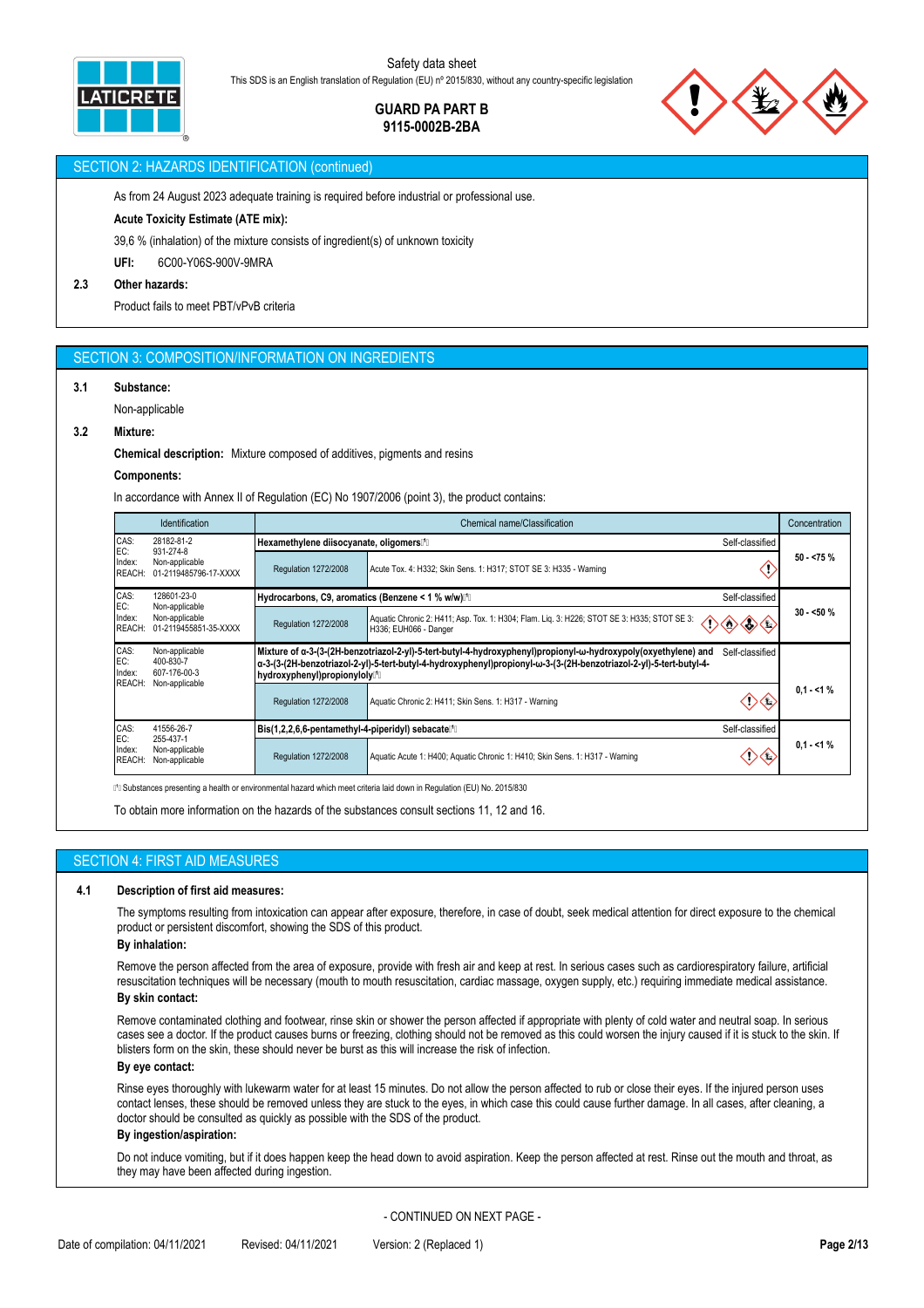## SECTION 2: HAZARDS IDENTIFICATION (continued)

As from 24 August 2023 adequate training is required before industrial or professional use.

**Acute Toxicity Estimate (ATE mix):**

39,6 % (inhalation) of the mixture consists of ingredient(s) of unknown toxicity

**UFI:** 6C00-Y06S-900V-9MRA

### 2.3 Other hazards:

Product fails to meet PBT/vPvB criteria

## SECTION 3: COMPOSITION/INFORMATION ON INGREDIENTS

### 3.1 Substance:

Non-applicable

### 3.2 Mixture:

**Chemical description:** Mixture composed of additives, pigments and resins

**Components:**

In accordance with Annex II of Regulation (EC) No 1907/2006 (point 3), the product contains:

| Identification | Chemical name/Classification | | Concentration |
|---|---|---|---|
| CAS: 28182-81-2<br>EC: 931-274-8<br>Index: Non-applicable<br>REACH: 01-2119485796-17-XXXX | **Hexamethylene diisocyanate, oligomers**⁽¹⁾ — Self-classified | | 50 - <75 % |
| | Regulation 1272/2008 | Acute Tox. 4: H332; Skin Sens. 1: H317; STOT SE 3: H335 - Warning | |
| CAS: 128601-23-0<br>EC: Non-applicable<br>Index: Non-applicable<br>REACH: 01-2119455851-35-XXXX | **Hydrocarbons, C9, aromatics (Benzene < 1 % w/w)**⁽¹⁾ — Self-classified | | 30 - <50 % |
| | Regulation 1272/2008 | Aquatic Chronic 2: H411; Asp. Tox. 1: H304; Flam. Liq. 3: H226; STOT SE 3: H335; STOT SE 3: H336; EUH066 - Danger | |
| CAS: Non-applicable<br>EC: 400-830-7<br>Index: 607-176-00-3<br>REACH: Non-applicable | **Mixture of α-3-(3-(2H-benzotriazol-2-yl)-5-tert-butyl-4-hydroxyphenyl)propionyl-ω-hydroxypoly(oxyethylene) and α-3-(3-(2H-benzotriazol-2-yl)-5-tert-butyl-4-hydroxyphenyl)propionyl-ω-3-(3-(2H-benzotriazol-2-yl)-5-tert-butyl-4-hydroxyphenyl)propionyloly**⁽¹⁾ — Self-classified | | 0,1 - <1 % |
| | Regulation 1272/2008 | Aquatic Chronic 2: H411; Skin Sens. 1: H317 - Warning | |
| CAS: 41556-26-7<br>EC: 255-437-1<br>Index: Non-applicable<br>REACH: Non-applicable | **Bis(1,2,2,6,6-pentamethyl-4-piperidyl) sebacate**⁽¹⁾ — Self-classified | | 0,1 - <1 % |
| | Regulation 1272/2008 | Aquatic Acute 1: H400; Aquatic Chronic 1: H410; Skin Sens. 1: H317 - Warning | |

⁽¹⁾ Substances presenting a health or environmental hazard which meet criteria laid down in Regulation (EU) No. 2015/830

To obtain more information on the hazards of the substances consult sections 11, 12 and 16.

## SECTION 4: FIRST AID MEASURES

### 4.1 Description of first aid measures:

The symptoms resulting from intoxication can appear after exposure, therefore, in case of doubt, seek medical attention for direct exposure to the chemical product or persistent discomfort, showing the SDS of this product.

**By inhalation:**

Remove the person affected from the area of exposure, provide with fresh air and keep at rest. In serious cases such as cardiorespiratory failure, artificial resuscitation techniques will be necessary (mouth to mouth resuscitation, cardiac massage, oxygen supply, etc.) requiring immediate medical assistance.

**By skin contact:**

Remove contaminated clothing and footwear, rinse skin or shower the person affected if appropriate with plenty of cold water and neutral soap. In serious cases see a doctor. If the product causes burns or freezing, clothing should not be removed as this could worsen the injury caused if it is stuck to the skin. If blisters form on the skin, these should never be burst as this will increase the risk of infection.

**By eye contact:**

Rinse eyes thoroughly with lukewarm water for at least 15 minutes. Do not allow the person affected to rub or close their eyes. If the injured person uses contact lenses, these should be removed unless they are stuck to the eyes, in which case this could cause further damage. In all cases, after cleaning, a doctor should be consulted as quickly as possible with the SDS of the product.

**By ingestion/aspiration:**

Do not induce vomiting, but if it does happen keep the head down to avoid aspiration. Keep the person affected at rest. Rinse out the mouth and throat, as they may have been affected during ingestion.

- CONTINUED ON NEXT PAGE -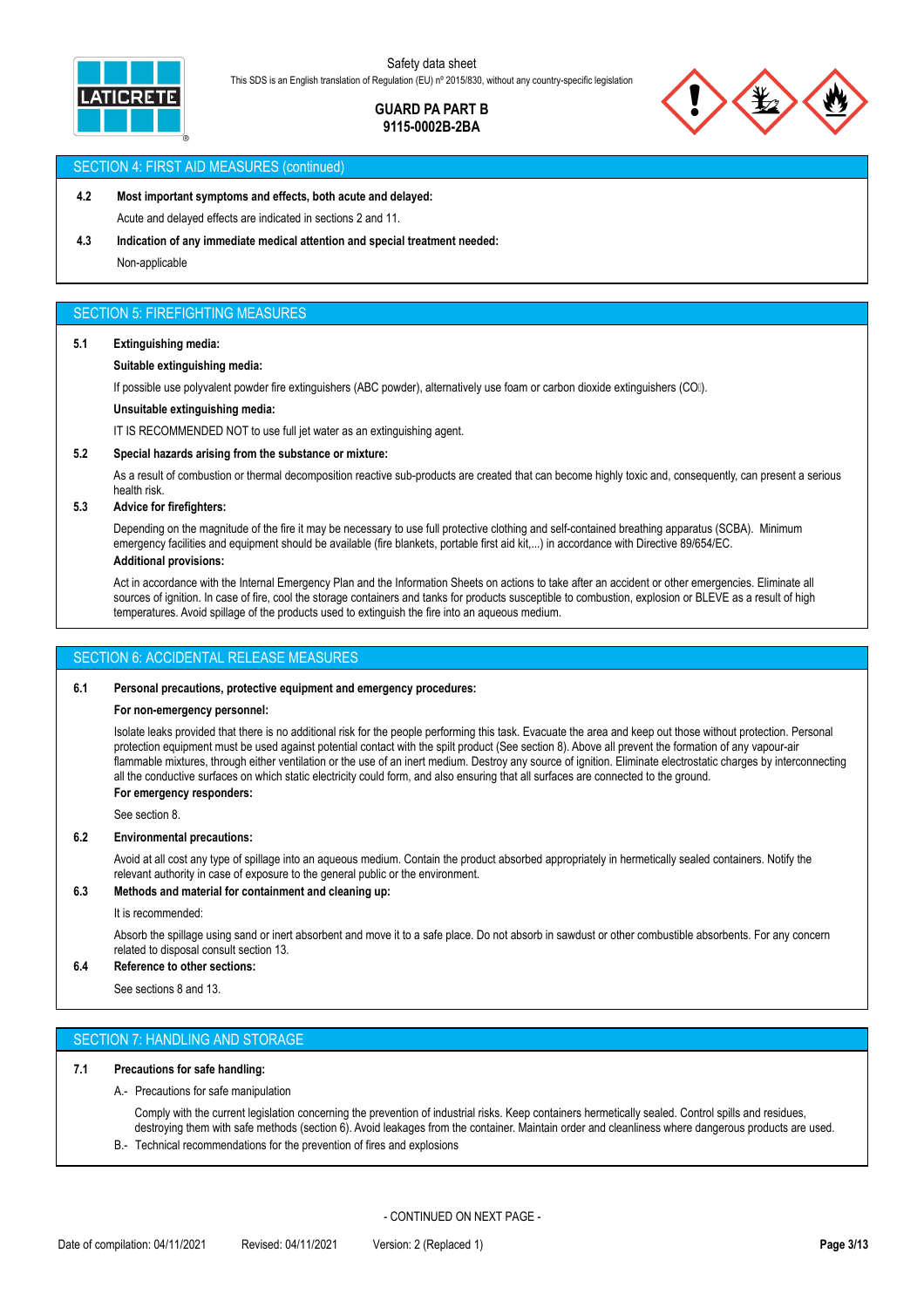## SECTION 4: FIRST AID MEASURES (continued)

**4.2 Most important symptoms and effects, both acute and delayed:**

Acute and delayed effects are indicated in sections 2 and 11.

**4.3 Indication of any immediate medical attention and special treatment needed:**

Non-applicable

## SECTION 5: FIREFIGHTING MEASURES

**5.1 Extinguishing media:**

**Suitable extinguishing media:**

If possible use polyvalent powder fire extinguishers (ABC powder), alternatively use foam or carbon dioxide extinguishers ($CO_2$).

**Unsuitable extinguishing media:**

IT IS RECOMMENDED NOT to use full jet water as an extinguishing agent.

**5.2 Special hazards arising from the substance or mixture:**

As a result of combustion or thermal decomposition reactive sub-products are created that can become highly toxic and, consequently, can present a serious health risk.

**5.3 Advice for firefighters:**

Depending on the magnitude of the fire it may be necessary to use full protective clothing and self-contained breathing apparatus (SCBA). Minimum emergency facilities and equipment should be available (fire blankets, portable first aid kit,...) in accordance with Directive 89/654/EC.

**Additional provisions:**

Act in accordance with the Internal Emergency Plan and the Information Sheets on actions to take after an accident or other emergencies. Eliminate all sources of ignition. In case of fire, cool the storage containers and tanks for products susceptible to combustion, explosion or BLEVE as a result of high temperatures. Avoid spillage of the products used to extinguish the fire into an aqueous medium.

## SECTION 6: ACCIDENTAL RELEASE MEASURES

**6.1 Personal precautions, protective equipment and emergency procedures:**

**For non-emergency personnel:**

Isolate leaks provided that there is no additional risk for the people performing this task. Evacuate the area and keep out those without protection. Personal protection equipment must be used against potential contact with the spilt product (See section 8). Above all prevent the formation of any vapour-air flammable mixtures, through either ventilation or the use of an inert medium. Destroy any source of ignition. Eliminate electrostatic charges by interconnecting all the conductive surfaces on which static electricity could form, and also ensuring that all surfaces are connected to the ground.

**For emergency responders:**

See section 8.

**6.2 Environmental precautions:**

Avoid at all cost any type of spillage into an aqueous medium. Contain the product absorbed appropriately in hermetically sealed containers. Notify the relevant authority in case of exposure to the general public or the environment.

**6.3 Methods and material for containment and cleaning up:**

It is recommended:

Absorb the spillage using sand or inert absorbent and move it to a safe place. Do not absorb in sawdust or other combustible absorbents. For any concern related to disposal consult section 13.

**6.4 Reference to other sections:**

See sections 8 and 13.

## SECTION 7: HANDLING AND STORAGE

**7.1 Precautions for safe handling:**

A.- Precautions for safe manipulation

Comply with the current legislation concerning the prevention of industrial risks. Keep containers hermetically sealed. Control spills and residues, destroying them with safe methods (section 6). Avoid leakages from the container. Maintain order and cleanliness where dangerous products are used.

B.- Technical recommendations for the prevention of fires and explosions

- CONTINUED ON NEXT PAGE -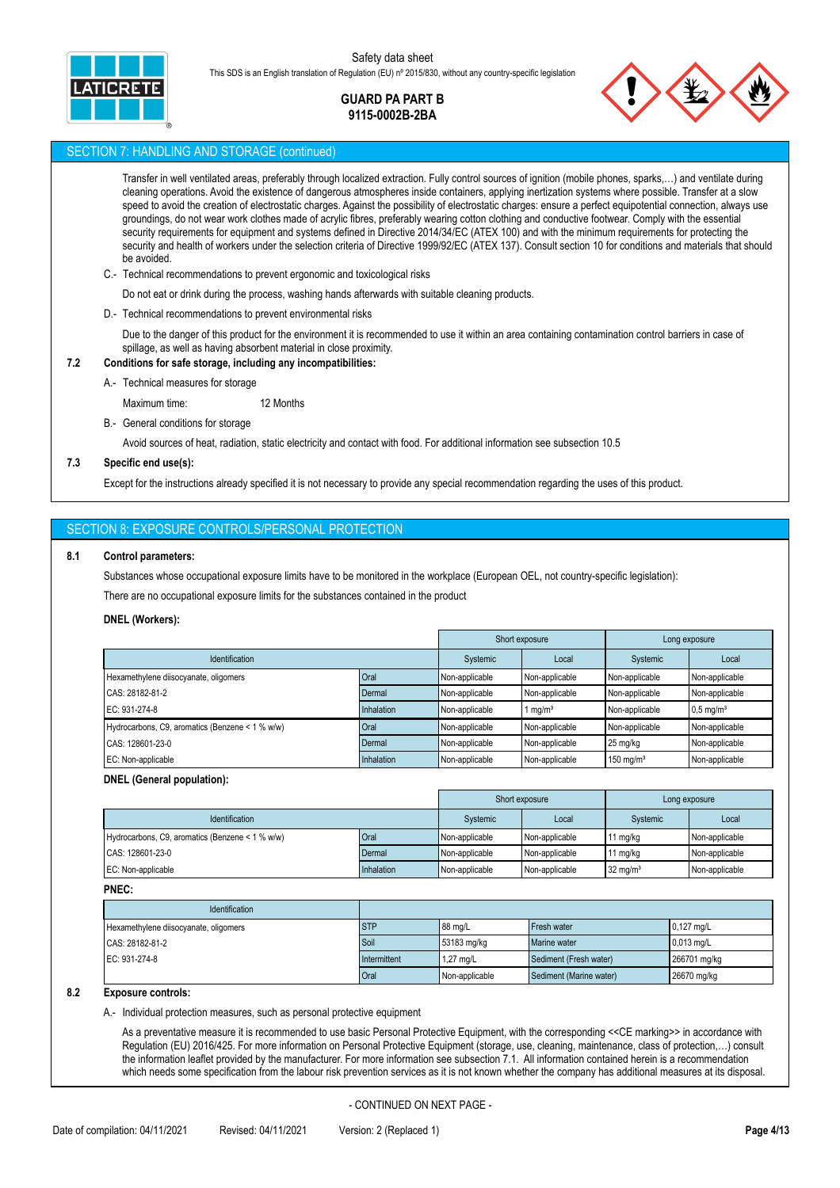## SECTION 7: HANDLING AND STORAGE (continued)

Transfer in well ventilated areas, preferably through localized extraction. Fully control sources of ignition (mobile phones, sparks,…) and ventilate during cleaning operations. Avoid the existence of dangerous atmospheres inside containers, applying inertization systems where possible. Transfer at a slow speed to avoid the creation of electrostatic charges. Against the possibility of electrostatic charges: ensure a perfect equipotential connection, always use groundings, do not wear work clothes made of acrylic fibres, preferably wearing cotton clothing and conductive footwear. Comply with the essential security requirements for equipment and systems defined in Directive 2014/34/EC (ATEX 100) and with the minimum requirements for protecting the security and health of workers under the selection criteria of Directive 1999/92/EC (ATEX 137). Consult section 10 for conditions and materials that should be avoided.

C.- Technical recommendations to prevent ergonomic and toxicological risks

Do not eat or drink during the process, washing hands afterwards with suitable cleaning products.

D.- Technical recommendations to prevent environmental risks

Due to the danger of this product for the environment it is recommended to use it within an area containing contamination control barriers in case of spillage, as well as having absorbent material in close proximity.

**7.2 Conditions for safe storage, including any incompatibilities:**

A.- Technical measures for storage

Maximum time: 12 Months

B.- General conditions for storage

Avoid sources of heat, radiation, static electricity and contact with food. For additional information see subsection 10.5

**7.3 Specific end use(s):**

Except for the instructions already specified it is not necessary to provide any special recommendation regarding the uses of this product.

## SECTION 8: EXPOSURE CONTROLS/PERSONAL PROTECTION

**8.1 Control parameters:**

Substances whose occupational exposure limits have to be monitored in the workplace (European OEL, not country-specific legislation):

There are no occupational exposure limits for the substances contained in the product

**DNEL (Workers):**

| Identification | | Short exposure | | Long exposure | |
|---|---|---|---|---|---|
| | | Systemic | Local | Systemic | Local |
| Hexamethylene diisocyanate, oligomers | Oral | Non-applicable | Non-applicable | Non-applicable | Non-applicable |
| CAS: 28182-81-2 | Dermal | Non-applicable | Non-applicable | Non-applicable | Non-applicable |
| EC: 931-274-8 | Inhalation | Non-applicable | 1 mg/m³ | Non-applicable | 0,5 mg/m³ |
| Hydrocarbons, C9, aromatics (Benzene < 1 % w/w) | Oral | Non-applicable | Non-applicable | Non-applicable | Non-applicable |
| CAS: 128601-23-0 | Dermal | Non-applicable | Non-applicable | 25 mg/kg | Non-applicable |
| EC: Non-applicable | Inhalation | Non-applicable | Non-applicable | 150 mg/m³ | Non-applicable |

**DNEL (General population):**

| Identification | | Short exposure | | Long exposure | |
|---|---|---|---|---|---|
| | | Systemic | Local | Systemic | Local |
| Hydrocarbons, C9, aromatics (Benzene < 1 % w/w) | Oral | Non-applicable | Non-applicable | 11 mg/kg | Non-applicable |
| CAS: 128601-23-0 | Dermal | Non-applicable | Non-applicable | 11 mg/kg | Non-applicable |
| EC: Non-applicable | Inhalation | Non-applicable | Non-applicable | 32 mg/m³ | Non-applicable |

**PNEC:**

| Identification | | | | |
|---|---|---|---|---|
| Hexamethylene diisocyanate, oligomers | STP | 88 mg/L | Fresh water | 0,127 mg/L |
| CAS: 28182-81-2 | Soil | 53183 mg/kg | Marine water | 0,013 mg/L |
| EC: 931-274-8 | Intermittent | 1,27 mg/L | Sediment (Fresh water) | 266701 mg/kg |
| | Oral | Non-applicable | Sediment (Marine water) | 26670 mg/kg |

**8.2 Exposure controls:**

A.- Individual protection measures, such as personal protective equipment

As a preventative measure it is recommended to use basic Personal Protective Equipment, with the corresponding <<CE marking>> in accordance with Regulation (EU) 2016/425. For more information on Personal Protective Equipment (storage, use, cleaning, maintenance, class of protection,…) consult the information leaflet provided by the manufacturer. For more information see subsection 7.1. All information contained herein is a recommendation which needs some specification from the labour risk prevention services as it is not known whether the company has additional measures at its disposal.

- CONTINUED ON NEXT PAGE -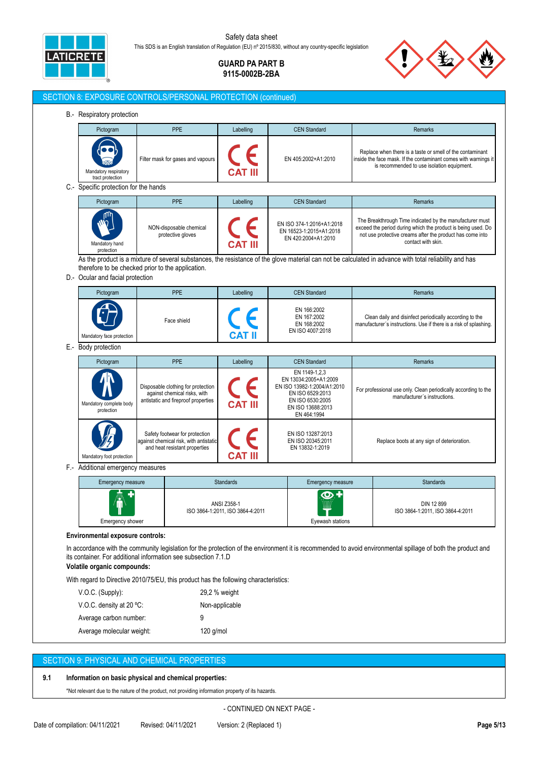## SECTION 8: EXPOSURE CONTROLS/PERSONAL PROTECTION (continued)

B.- Respiratory protection

| Pictogram | PPE | Labelling | CEN Standard | Remarks |
|---|---|---|---|---|
| Mandatory respiratory tract protection | Filter mask for gases and vapours | CAT III | EN 405:2002+A1:2010 | Replace when there is a taste or smell of the contaminant inside the face mask. If the contaminant comes with warnings it is recommended to use isolation equipment. |

C.- Specific protection for the hands

| Pictogram | PPE | Labelling | CEN Standard | Remarks |
|---|---|---|---|---|
| Mandatory hand protection | NON-disposable chemical protective gloves | CAT III | EN ISO 374-1:2016+A1:2018<br>EN 16523-1:2015+A1:2018<br>EN 420:2004+A1:2010 | The Breakthrough Time indicated by the manufacturer must exceed the period during which the product is being used. Do not use protective creams after the product has come into contact with skin. |

As the product is a mixture of several substances, the resistance of the glove material can not be calculated in advance with total reliability and has therefore to be checked prior to the application.

D.- Ocular and facial protection

| Pictogram | PPE | Labelling | CEN Standard | Remarks |
|---|---|---|---|---|
| Mandatory face protection | Face shield | CAT II | EN 166:2002<br>EN 167:2002<br>EN 168:2002<br>EN ISO 4007:2018 | Clean daily and disinfect periodically according to the manufacturer´s instructions. Use if there is a risk of splashing. |

E.- Body protection

| Pictogram | PPE | Labelling | CEN Standard | Remarks |
|---|---|---|---|---|
| Mandatory complete body protection | Disposable clothing for protection against chemical risks, with antistatic and fireproof properties | CAT III | EN 1149-1,2,3<br>EN 13034:2005+A1:2009<br>EN ISO 13982-1:2004/A1:2010<br>EN ISO 6529:2013<br>EN ISO 6530:2005<br>EN ISO 13688:2013<br>EN 464:1994 | For professional use only. Clean periodically according to the manufacturer´s instructions. |
| Mandatory foot protection | Safety footwear for protection against chemical risk, with antistatic and heat resistant properties | CAT III | EN ISO 13287:2013<br>EN ISO 20345:2011<br>EN 13832-1:2019 | Replace boots at any sign of deterioration. |

F.- Additional emergency measures

| Emergency measure | Standards | Emergency measure | Standards |
|---|---|---|---|
| Emergency shower | ANSI Z358-1<br>ISO 3864-1:2011, ISO 3864-4:2011 | Eyewash stations | DIN 12 899<br>ISO 3864-1:2011, ISO 3864-4:2011 |

**Environmental exposure controls:**

In accordance with the community legislation for the protection of the environment it is recommended to avoid environmental spillage of both the product and its container. For additional information see subsection 7.1.D

**Volatile organic compounds:**

With regard to Directive 2010/75/EU, this product has the following characteristics:

| | |
|---|---|
| V.O.C. (Supply): | 29,2 % weight |
| V.O.C. density at 20 ºC: | Non-applicable |
| Average carbon number: | 9 |
| Average molecular weight: | 120 g/mol |

## SECTION 9: PHYSICAL AND CHEMICAL PROPERTIES

**9.1 Information on basic physical and chemical properties:**

*Not relevant due to the nature of the product, not providing information property of its hazards.

- CONTINUED ON NEXT PAGE -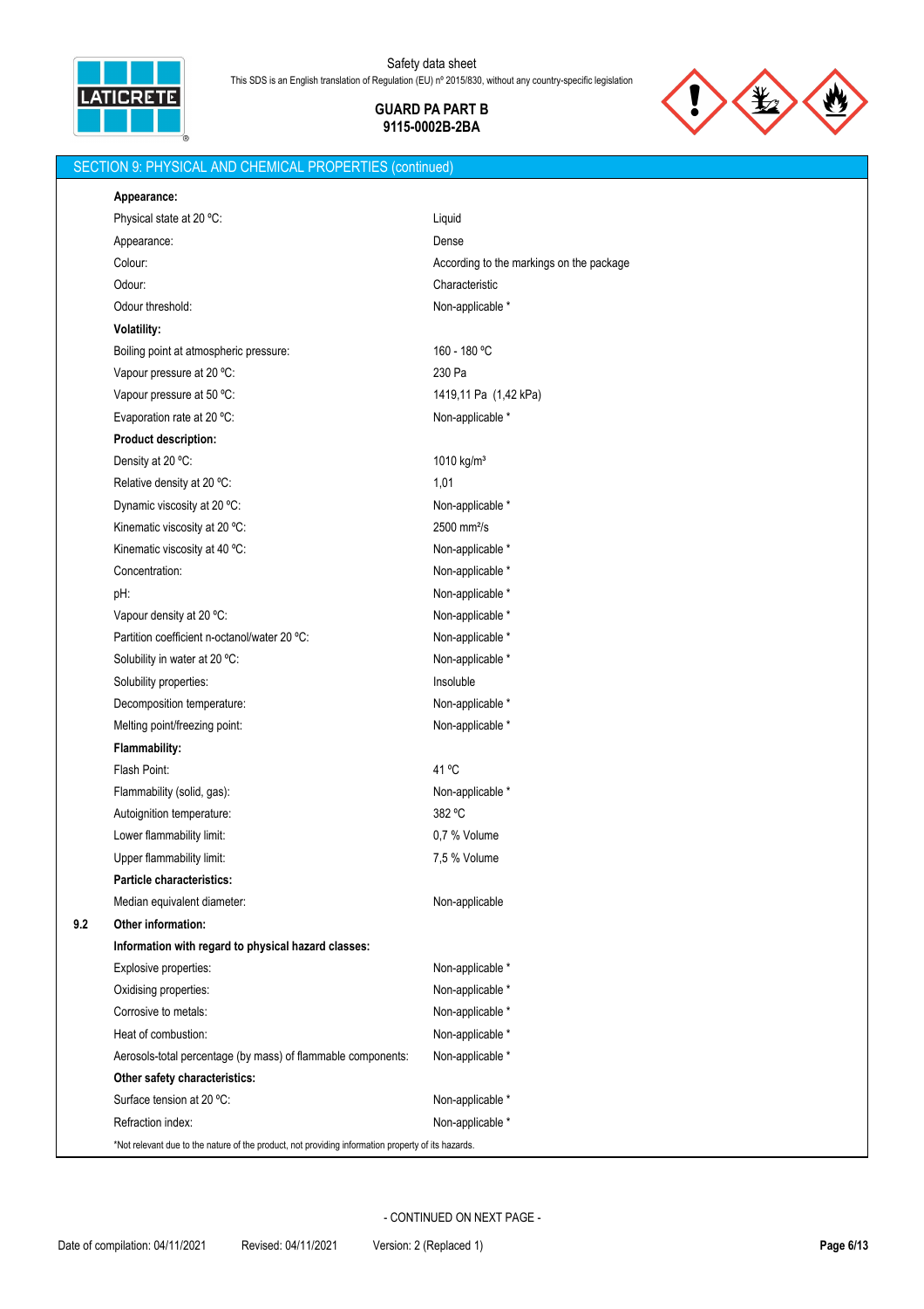## SECTION 9: PHYSICAL AND CHEMICAL PROPERTIES (continued)

**Appearance:**

| | |
|---|---|
| Physical state at 20 ºC: | Liquid |
| Appearance: | Dense |
| Colour: | According to the markings on the package |
| Odour: | Characteristic |
| Odour threshold: | Non-applicable * |

**Volatility:**

| | |
|---|---|
| Boiling point at atmospheric pressure: | 160 - 180 ºC |
| Vapour pressure at 20 ºC: | 230 Pa |
| Vapour pressure at 50 ºC: | 1419,11 Pa (1,42 kPa) |
| Evaporation rate at 20 ºC: | Non-applicable * |

**Product description:**

| | |
|---|---|
| Density at 20 ºC: | 1010 kg/m³ |
| Relative density at 20 ºC: | 1,01 |
| Dynamic viscosity at 20 ºC: | Non-applicable * |
| Kinematic viscosity at 20 ºC: | 2500 mm²/s |
| Kinematic viscosity at 40 ºC: | Non-applicable * |
| Concentration: | Non-applicable * |
| pH: | Non-applicable * |
| Vapour density at 20 ºC: | Non-applicable * |
| Partition coefficient n-octanol/water 20 ºC: | Non-applicable * |
| Solubility in water at 20 ºC: | Non-applicable * |
| Solubility properties: | Insoluble |
| Decomposition temperature: | Non-applicable * |
| Melting point/freezing point: | Non-applicable * |

**Flammability:**

| | |
|---|---|
| Flash Point: | 41 ºC |
| Flammability (solid, gas): | Non-applicable * |
| Autoignition temperature: | 382 ºC |
| Lower flammability limit: | 0,7 % Volume |
| Upper flammability limit: | 7,5 % Volume |

**Particle characteristics:**

| | |
|---|---|
| Median equivalent diameter: | Non-applicable |

**9.2 Other information:**

**Information with regard to physical hazard classes:**

| | |
|---|---|
| Explosive properties: | Non-applicable * |
| Oxidising properties: | Non-applicable * |
| Corrosive to metals: | Non-applicable * |
| Heat of combustion: | Non-applicable * |
| Aerosols-total percentage (by mass) of flammable components: | Non-applicable * |

**Other safety characteristics:**

| | |
|---|---|
| Surface tension at 20 ºC: | Non-applicable * |
| Refraction index: | Non-applicable * |

*Not relevant due to the nature of the product, not providing information property of its hazards.

- CONTINUED ON NEXT PAGE -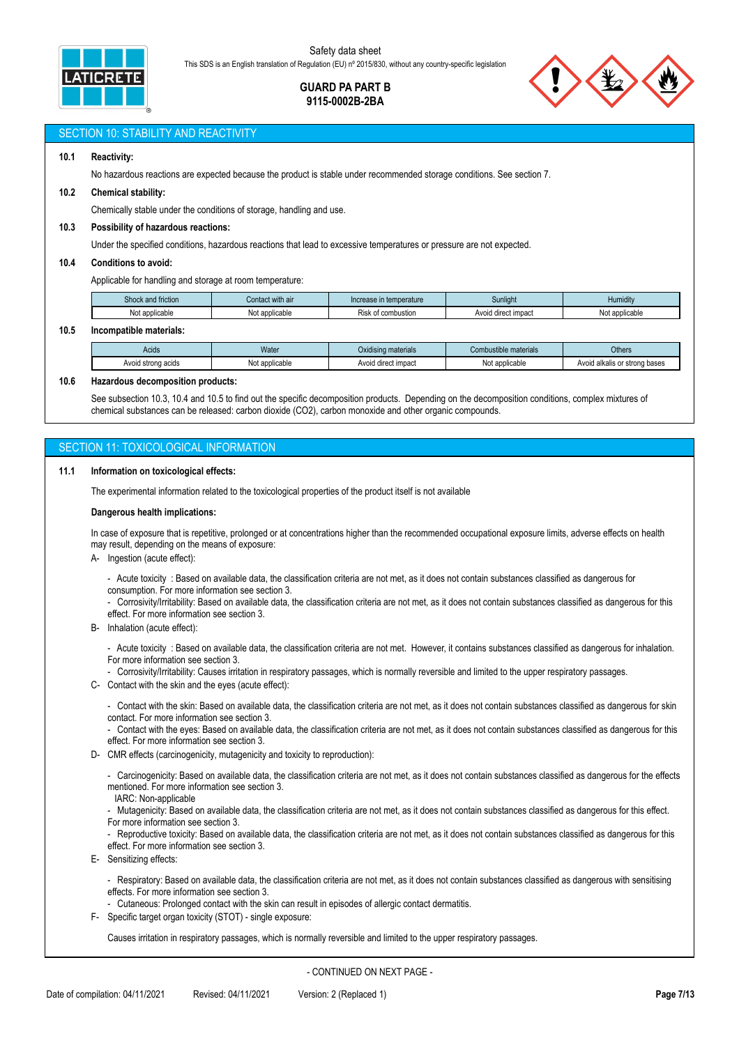## SECTION 10: STABILITY AND REACTIVITY

**10.1 Reactivity:**

No hazardous reactions are expected because the product is stable under recommended storage conditions. See section 7.

**10.2 Chemical stability:**

Chemically stable under the conditions of storage, handling and use.

**10.3 Possibility of hazardous reactions:**

Under the specified conditions, hazardous reactions that lead to excessive temperatures or pressure are not expected.

**10.4 Conditions to avoid:**

Applicable for handling and storage at room temperature:

| Shock and friction | Contact with air | Increase in temperature | Sunlight | Humidity |
|---|---|---|---|---|
| Not applicable | Not applicable | Risk of combustion | Avoid direct impact | Not applicable |

**10.5 Incompatible materials:**

| Acids | Water | Oxidising materials | Combustible materials | Others |
|---|---|---|---|---|
| Avoid strong acids | Not applicable | Avoid direct impact | Not applicable | Avoid alkalis or strong bases |

**10.6 Hazardous decomposition products:**

See subsection 10.3, 10.4 and 10.5 to find out the specific decomposition products. Depending on the decomposition conditions, complex mixtures of chemical substances can be released: carbon dioxide ($CO_2$), carbon monoxide and other organic compounds.

## SECTION 11: TOXICOLOGICAL INFORMATION

**11.1 Information on toxicological effects:**

The experimental information related to the toxicological properties of the product itself is not available

**Dangerous health implications:**

In case of exposure that is repetitive, prolonged or at concentrations higher than the recommended occupational exposure limits, adverse effects on health may result, depending on the means of exposure:

A- Ingestion (acute effect):

- Acute toxicity : Based on available data, the classification criteria are not met, as it does not contain substances classified as dangerous for consumption. For more information see section 3.
- Corrosivity/Irritability: Based on available data, the classification criteria are not met, as it does not contain substances classified as dangerous for this effect. For more information see section 3.

B- Inhalation (acute effect):

- Acute toxicity : Based on available data, the classification criteria are not met. However, it contains substances classified as dangerous for inhalation. For more information see section 3.
- Corrosivity/Irritability: Causes irritation in respiratory passages, which is normally reversible and limited to the upper respiratory passages.

C- Contact with the skin and the eyes (acute effect):

- Contact with the skin: Based on available data, the classification criteria are not met, as it does not contain substances classified as dangerous for skin contact. For more information see section 3.
- Contact with the eyes: Based on available data, the classification criteria are not met, as it does not contain substances classified as dangerous for this effect. For more information see section 3.

D- CMR effects (carcinogenicity, mutagenicity and toxicity to reproduction):

- Carcinogenicity: Based on available data, the classification criteria are not met, as it does not contain substances classified as dangerous for the effects mentioned. For more information see section 3.
  IARC: Non-applicable
- Mutagenicity: Based on available data, the classification criteria are not met, as it does not contain substances classified as dangerous for this effect. For more information see section 3.
- Reproductive toxicity: Based on available data, the classification criteria are not met, as it does not contain substances classified as dangerous for this effect. For more information see section 3.

E- Sensitizing effects:

- Respiratory: Based on available data, the classification criteria are not met, as it does not contain substances classified as dangerous with sensitising effects. For more information see section 3.
- Cutaneous: Prolonged contact with the skin can result in episodes of allergic contact dermatitis.

F- Specific target organ toxicity (STOT) - single exposure:

Causes irritation in respiratory passages, which is normally reversible and limited to the upper respiratory passages.

- CONTINUED ON NEXT PAGE -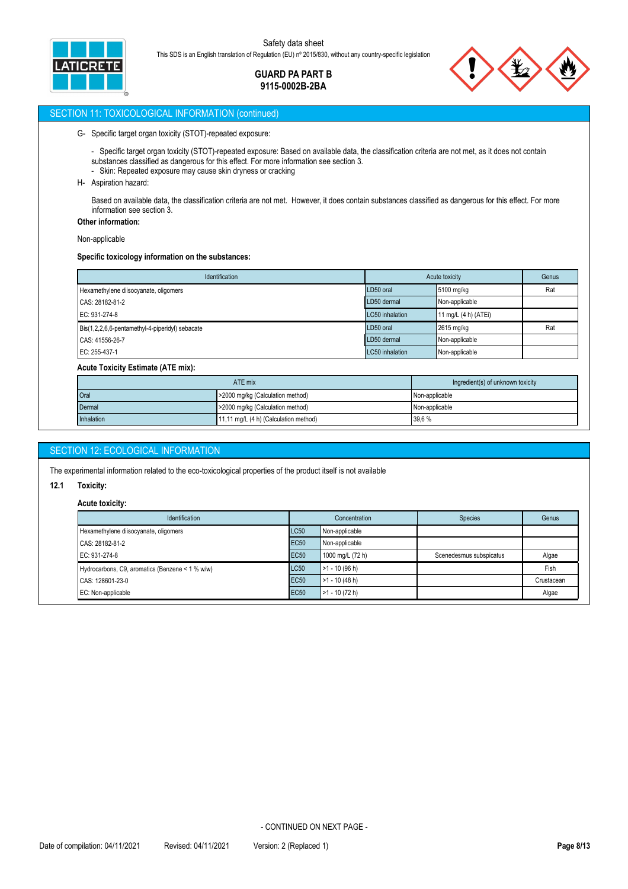## SECTION 11: TOXICOLOGICAL INFORMATION (continued)

G- Specific target organ toxicity (STOT)-repeated exposure:

- Specific target organ toxicity (STOT)-repeated exposure: Based on available data, the classification criteria are not met, as it does not contain substances classified as dangerous for this effect. For more information see section 3.
- Skin: Repeated exposure may cause skin dryness or cracking

H- Aspiration hazard:

Based on available data, the classification criteria are not met. However, it does contain substances classified as dangerous for this effect. For more information see section 3.

**Other information:**

Non-applicable

**Specific toxicology information on the substances:**

| Identification | Acute toxicity | | Genus |
|---|---|---|---|
| Hexamethylene diisocyanate, oligomers | LD50 oral | 5100 mg/kg | Rat |
| CAS: 28182-81-2 | LD50 dermal | Non-applicable | |
| EC: 931-274-8 | LC50 inhalation | 11 mg/L (4 h) (ATEi) | |
| Bis(1,2,2,6,6-pentamethyl-4-piperidyl) sebacate | LD50 oral | 2615 mg/kg | Rat |
| CAS: 41556-26-7 | LD50 dermal | Non-applicable | |
| EC: 255-437-1 | LC50 inhalation | Non-applicable | |

**Acute Toxicity Estimate (ATE mix):**

| ATE mix | | Ingredient(s) of unknown toxicity |
|---|---|---|
| Oral | >2000 mg/kg (Calculation method) | Non-applicable |
| Dermal | >2000 mg/kg (Calculation method) | Non-applicable |
| Inhalation | 11,11 mg/L (4 h) (Calculation method) | 39,6 % |

## SECTION 12: ECOLOGICAL INFORMATION

The experimental information related to the eco-toxicological properties of the product itself is not available

### 12.1 Toxicity:

**Acute toxicity:**

| Identification | Concentration | | Species | Genus |
|---|---|---|---|---|
| Hexamethylene diisocyanate, oligomers | LC50 | Non-applicable | | |
| CAS: 28182-81-2 | EC50 | Non-applicable | | |
| EC: 931-274-8 | EC50 | 1000 mg/L (72 h) | Scenedesmus subspicatus | Algae |
| Hydrocarbons, C9, aromatics (Benzene < 1 % w/w) | LC50 | >1 - 10 (96 h) | | Fish |
| CAS: 128601-23-0 | EC50 | >1 - 10 (48 h) | | Crustacean |
| EC: Non-applicable | EC50 | >1 - 10 (72 h) | | Algae |

- CONTINUED ON NEXT PAGE -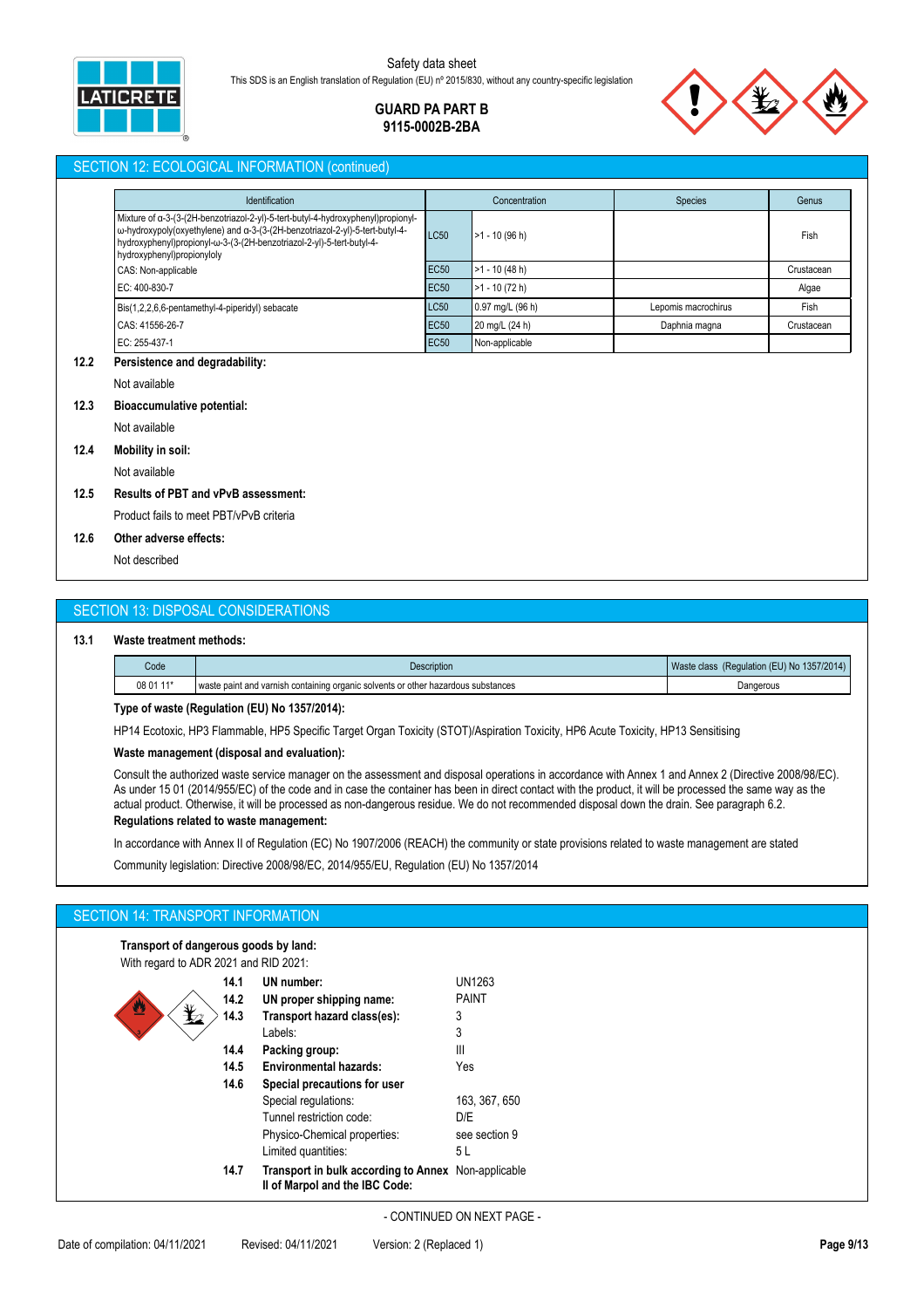## SECTION 12: ECOLOGICAL INFORMATION (continued)

| Identification | Concentration | | Species | Genus |
|---|---|---|---|---|
| Mixture of α-3-(3-(2H-benzotriazol-2-yl)-5-tert-butyl-4-hydroxyphenyl)propionyl-ω-hydroxypoly(oxyethylene) and α-3-(3-(2H-benzotriazol-2-yl)-5-tert-butyl-4-hydroxyphenyl)propionyl-ω-3-(3-(2H-benzotriazol-2-yl)-5-tert-butyl-4-hydroxyphenyl)propionyloly | LC50 | >1 - 10 (96 h) | | Fish |
| CAS: Non-applicable | EC50 | >1 - 10 (48 h) | | Crustacean |
| EC: 400-830-7 | EC50 | >1 - 10 (72 h) | | Algae |
| Bis(1,2,2,6,6-pentamethyl-4-piperidyl) sebacate | LC50 | 0.97 mg/L (96 h) | Lepomis macrochirus | Fish |
| CAS: 41556-26-7 | EC50 | 20 mg/L (24 h) | Daphnia magna | Crustacean |
| EC: 255-437-1 | EC50 | Non-applicable | | |

**12.2 Persistence and degradability:**

Not available

**12.3 Bioaccumulative potential:**

Not available

**12.4 Mobility in soil:**

Not available

**12.5 Results of PBT and vPvB assessment:**

Product fails to meet PBT/vPvB criteria

**12.6 Other adverse effects:**

Not described

## SECTION 13: DISPOSAL CONSIDERATIONS

**13.1 Waste treatment methods:**

| Code | Description | Waste class (Regulation (EU) No 1357/2014) |
|---|---|---|
| 08 01 11* | waste paint and varnish containing organic solvents or other hazardous substances | Dangerous |

**Type of waste (Regulation (EU) No 1357/2014):**

HP14 Ecotoxic, HP3 Flammable, HP5 Specific Target Organ Toxicity (STOT)/Aspiration Toxicity, HP6 Acute Toxicity, HP13 Sensitising

**Waste management (disposal and evaluation):**

Consult the authorized waste service manager on the assessment and disposal operations in accordance with Annex 1 and Annex 2 (Directive 2008/98/EC). As under 15 01 (2014/955/EC) of the code and in case the container has been in direct contact with the product, it will be processed the same way as the actual product. Otherwise, it will be processed as non-dangerous residue. We do not recommended disposal down the drain. See paragraph 6.2.

**Regulations related to waste management:**

In accordance with Annex II of Regulation (EC) No 1907/2006 (REACH) the community or state provisions related to waste management are stated

Community legislation: Directive 2008/98/EC, 2014/955/EU, Regulation (EU) No 1357/2014

## SECTION 14: TRANSPORT INFORMATION

**Transport of dangerous goods by land:**

With regard to ADR 2021 and RID 2021:

| | | |
|---|---|---|
| **14.1** | **UN number:** | UN1263 |
| **14.2** | **UN proper shipping name:** | PAINT |
| **14.3** | **Transport hazard class(es):** | 3 |
| | Labels: | 3 |
| **14.4** | **Packing group:** | III |
| **14.5** | **Environmental hazards:** | Yes |
| **14.6** | **Special precautions for user** | |
| | Special regulations: | 163, 367, 650 |
| | Tunnel restriction code: | D/E |
| | Physico-Chemical properties: | see section 9 |
| | Limited quantities: | 5 L |
| **14.7** | **Transport in bulk according to Annex II of Marpol and the IBC Code:** | Non-applicable |

- CONTINUED ON NEXT PAGE -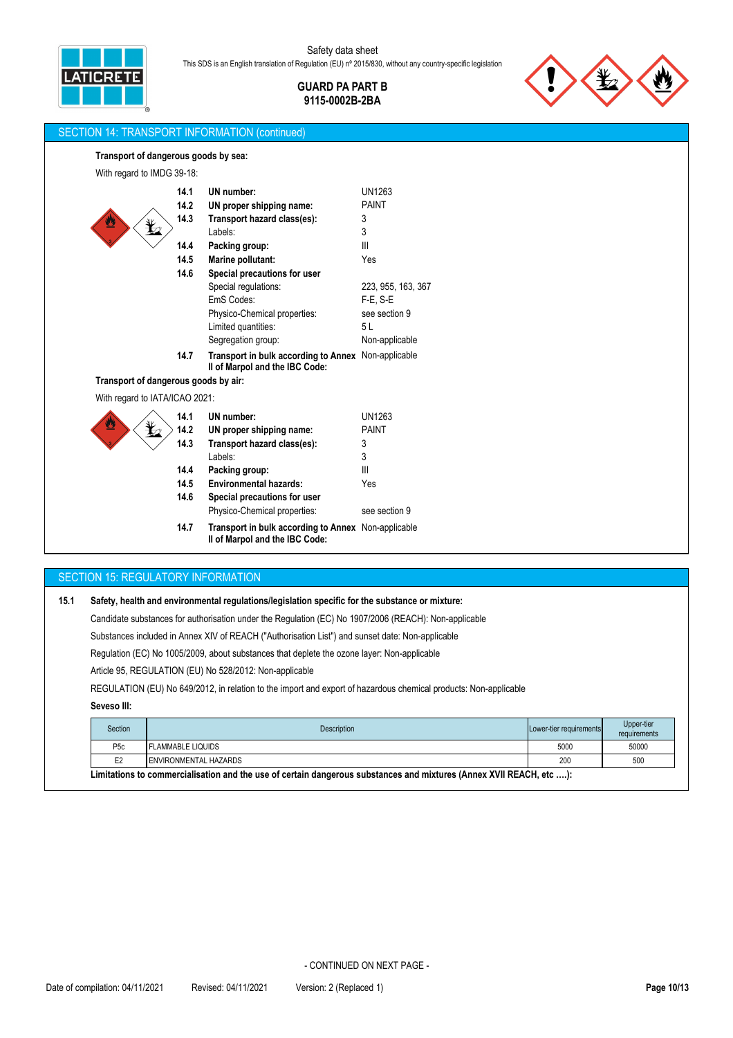## SECTION 14: TRANSPORT INFORMATION (continued)

**Transport of dangerous goods by sea:**

With regard to IMDG 39-18:

| | | |
|---|---|---|
| **14.1** | **UN number:** | UN1263 |
| **14.2** | **UN proper shipping name:** | PAINT |
| **14.3** | **Transport hazard class(es):** | 3 |
| | Labels: | 3 |
| **14.4** | **Packing group:** | III |
| **14.5** | **Marine pollutant:** | Yes |
| **14.6** | **Special precautions for user** | |
| | Special regulations: | 223, 955, 163, 367 |
| | EmS Codes: | F-E, S-E |
| | Physico-Chemical properties: | see section 9 |
| | Limited quantities: | 5 L |
| | Segregation group: | Non-applicable |
| **14.7** | **Transport in bulk according to Annex II of Marpol and the IBC Code:** | Non-applicable |

**Transport of dangerous goods by air:**

With regard to IATA/ICAO 2021:

| | | |
|---|---|---|
| **14.1** | **UN number:** | UN1263 |
| **14.2** | **UN proper shipping name:** | PAINT |
| **14.3** | **Transport hazard class(es):** | 3 |
| | Labels: | 3 |
| **14.4** | **Packing group:** | III |
| **14.5** | **Environmental hazards:** | Yes |
| **14.6** | **Special precautions for user** | |
| | Physico-Chemical properties: | see section 9 |
| **14.7** | **Transport in bulk according to Annex II of Marpol and the IBC Code:** | Non-applicable |

## SECTION 15: REGULATORY INFORMATION

**15.1 Safety, health and environmental regulations/legislation specific for the substance or mixture:**

Candidate substances for authorisation under the Regulation (EC) No 1907/2006 (REACH): Non-applicable

Substances included in Annex XIV of REACH ("Authorisation List") and sunset date: Non-applicable

Regulation (EC) No 1005/2009, about substances that deplete the ozone layer: Non-applicable

Article 95, REGULATION (EU) No 528/2012: Non-applicable

REGULATION (EU) No 649/2012, in relation to the import and export of hazardous chemical products: Non-applicable

**Seveso III:**

| Section | Description | Lower-tier requirements | Upper-tier requirements |
|---|---|---|---|
| P5c | FLAMMABLE LIQUIDS | 5000 | 50000 |
| E2 | ENVIRONMENTAL HAZARDS | 200 | 500 |

**Limitations to commercialisation and the use of certain dangerous substances and mixtures (Annex XVII REACH, etc ….):**

- CONTINUED ON NEXT PAGE -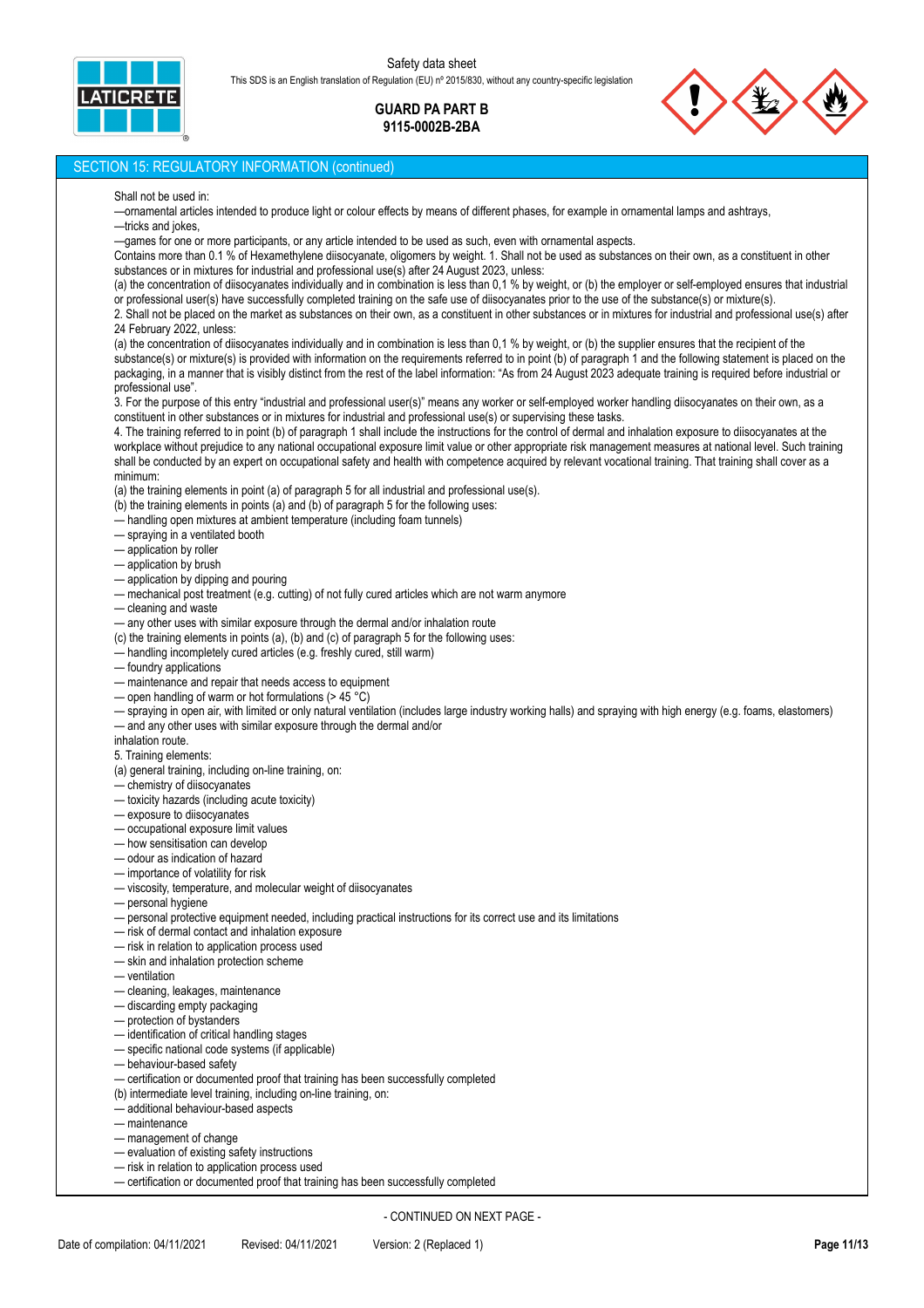## SECTION 15: REGULATORY INFORMATION (continued)

Shall not be used in:

—ornamental articles intended to produce light or colour effects by means of different phases, for example in ornamental lamps and ashtrays,

—tricks and jokes,

—games for one or more participants, or any article intended to be used as such, even with ornamental aspects.

Contains more than 0.1 % of Hexamethylene diisocyanate, oligomers by weight. 1. Shall not be used as substances on their own, as a constituent in other substances or in mixtures for industrial and professional use(s) after 24 August 2023, unless:

(a) the concentration of diisocyanates individually and in combination is less than 0,1 % by weight, or (b) the employer or self-employed ensures that industrial or professional user(s) have successfully completed training on the safe use of diisocyanates prior to the use of the substance(s) or mixture(s).

2. Shall not be placed on the market as substances on their own, as a constituent in other substances or in mixtures for industrial and professional use(s) after 24 February 2022, unless:

(a) the concentration of diisocyanates individually and in combination is less than 0,1 % by weight, or (b) the supplier ensures that the recipient of the substance(s) or mixture(s) is provided with information on the requirements referred to in point (b) of paragraph 1 and the following statement is placed on the packaging, in a manner that is visibly distinct from the rest of the label information: "As from 24 August 2023 adequate training is required before industrial or professional use".

3. For the purpose of this entry "industrial and professional user(s)" means any worker or self-employed worker handling diisocyanates on their own, as a constituent in other substances or in mixtures for industrial and professional use(s) or supervising these tasks.

4. The training referred to in point (b) of paragraph 1 shall include the instructions for the control of dermal and inhalation exposure to diisocyanates at the workplace without prejudice to any national occupational exposure limit value or other appropriate risk management measures at national level. Such training shall be conducted by an expert on occupational safety and health with competence acquired by relevant vocational training. That training shall cover as a minimum:

(a) the training elements in point (a) of paragraph 5 for all industrial and professional use(s).

(b) the training elements in points (a) and (b) of paragraph 5 for the following uses:

— handling open mixtures at ambient temperature (including foam tunnels)
— spraying in a ventilated booth
— application by roller
— application by brush
— application by dipping and pouring
— mechanical post treatment (e.g. cutting) of not fully cured articles which are not warm anymore
— cleaning and waste
— any other uses with similar exposure through the dermal and/or inhalation route

(c) the training elements in points (a), (b) and (c) of paragraph 5 for the following uses:

— handling incompletely cured articles (e.g. freshly cured, still warm)
— foundry applications
— maintenance and repair that needs access to equipment
— open handling of warm or hot formulations (> 45 °C)
— spraying in open air, with limited or only natural ventilation (includes large industry working halls) and spraying with high energy (e.g. foams, elastomers)
— and any other uses with similar exposure through the dermal and/or inhalation route.

5. Training elements:

(a) general training, including on-line training, on:

— chemistry of diisocyanates
— toxicity hazards (including acute toxicity)
— exposure to diisocyanates
— occupational exposure limit values
— how sensitisation can develop
— odour as indication of hazard
— importance of volatility for risk
— viscosity, temperature, and molecular weight of diisocyanates
— personal hygiene
— personal protective equipment needed, including practical instructions for its correct use and its limitations
— risk of dermal contact and inhalation exposure
— risk in relation to application process used
— skin and inhalation protection scheme
— ventilation
— cleaning, leakages, maintenance
— discarding empty packaging
— protection of bystanders
— identification of critical handling stages
— specific national code systems (if applicable)
— behaviour-based safety
— certification or documented proof that training has been successfully completed

(b) intermediate level training, including on-line training, on:

— additional behaviour-based aspects
— maintenance
— management of change
— evaluation of existing safety instructions
— risk in relation to application process used
— certification or documented proof that training has been successfully completed

- CONTINUED ON NEXT PAGE -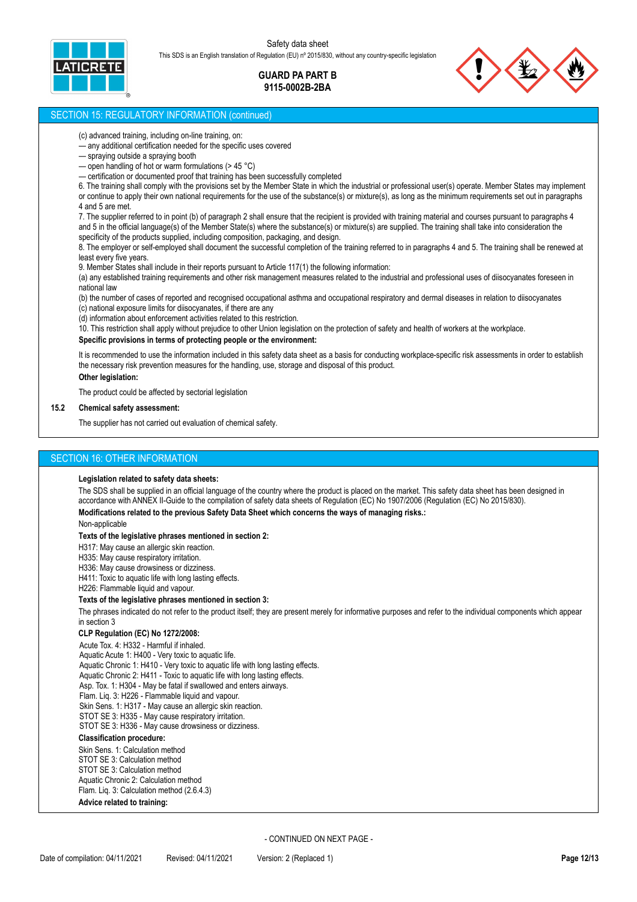## SECTION 15: REGULATORY INFORMATION (continued)

(c) advanced training, including on-line training, on:
— any additional certification needed for the specific uses covered
— spraying outside a spraying booth
— open handling of hot or warm formulations (> 45 °C)
— certification or documented proof that training has been successfully completed

6. The training shall comply with the provisions set by the Member State in which the industrial or professional user(s) operate. Member States may implement or continue to apply their own national requirements for the use of the substance(s) or mixture(s), as long as the minimum requirements set out in paragraphs 4 and 5 are met.

7. The supplier referred to in point (b) of paragraph 2 shall ensure that the recipient is provided with training material and courses pursuant to paragraphs 4 and 5 in the official language(s) of the Member State(s) where the substance(s) or mixture(s) are supplied. The training shall take into consideration the specificity of the products supplied, including composition, packaging, and design.

8. The employer or self-employed shall document the successful completion of the training referred to in paragraphs 4 and 5. The training shall be renewed at least every five years.

9. Member States shall include in their reports pursuant to Article 117(1) the following information:
(a) any established training requirements and other risk management measures related to the industrial and professional uses of diisocyanates foreseen in national law
(b) the number of cases of reported and recognised occupational asthma and occupational respiratory and dermal diseases in relation to diisocyanates
(c) national exposure limits for diisocyanates, if there are any
(d) information about enforcement activities related to this restriction.

10. This restriction shall apply without prejudice to other Union legislation on the protection of safety and health of workers at the workplace.

**Specific provisions in terms of protecting people or the environment:**

It is recommended to use the information included in this safety data sheet as a basis for conducting workplace-specific risk assessments in order to establish the necessary risk prevention measures for the handling, use, storage and disposal of this product.

**Other legislation:**

The product could be affected by sectorial legislation

**15.2 Chemical safety assessment:**

The supplier has not carried out evaluation of chemical safety.

## SECTION 16: OTHER INFORMATION

**Legislation related to safety data sheets:**

The SDS shall be supplied in an official language of the country where the product is placed on the market. This safety data sheet has been designed in accordance with ANNEX II-Guide to the compilation of safety data sheets of Regulation (EC) No 1907/2006 (Regulation (EC) No 2015/830).

**Modifications related to the previous Safety Data Sheet which concerns the ways of managing risks.:**

Non-applicable

**Texts of the legislative phrases mentioned in section 2:**

H317: May cause an allergic skin reaction.
H335: May cause respiratory irritation.
H336: May cause drowsiness or dizziness.
H411: Toxic to aquatic life with long lasting effects.
H226: Flammable liquid and vapour.

**Texts of the legislative phrases mentioned in section 3:**

The phrases indicated do not refer to the product itself; they are present merely for informative purposes and refer to the individual components which appear in section 3

**CLP Regulation (EC) No 1272/2008:**

Acute Tox. 4: H332 - Harmful if inhaled.
Aquatic Acute 1: H400 - Very toxic to aquatic life.
Aquatic Chronic 1: H410 - Very toxic to aquatic life with long lasting effects.
Aquatic Chronic 2: H411 - Toxic to aquatic life with long lasting effects.
Asp. Tox. 1: H304 - May be fatal if swallowed and enters airways.
Flam. Liq. 3: H226 - Flammable liquid and vapour.
Skin Sens. 1: H317 - May cause an allergic skin reaction.
STOT SE 3: H335 - May cause respiratory irritation.
STOT SE 3: H336 - May cause drowsiness or dizziness.

**Classification procedure:**

Skin Sens. 1: Calculation method
STOT SE 3: Calculation method
STOT SE 3: Calculation method
Aquatic Chronic 2: Calculation method
Flam. Liq. 3: Calculation method (2.6.4.3)

**Advice related to training:**

- CONTINUED ON NEXT PAGE -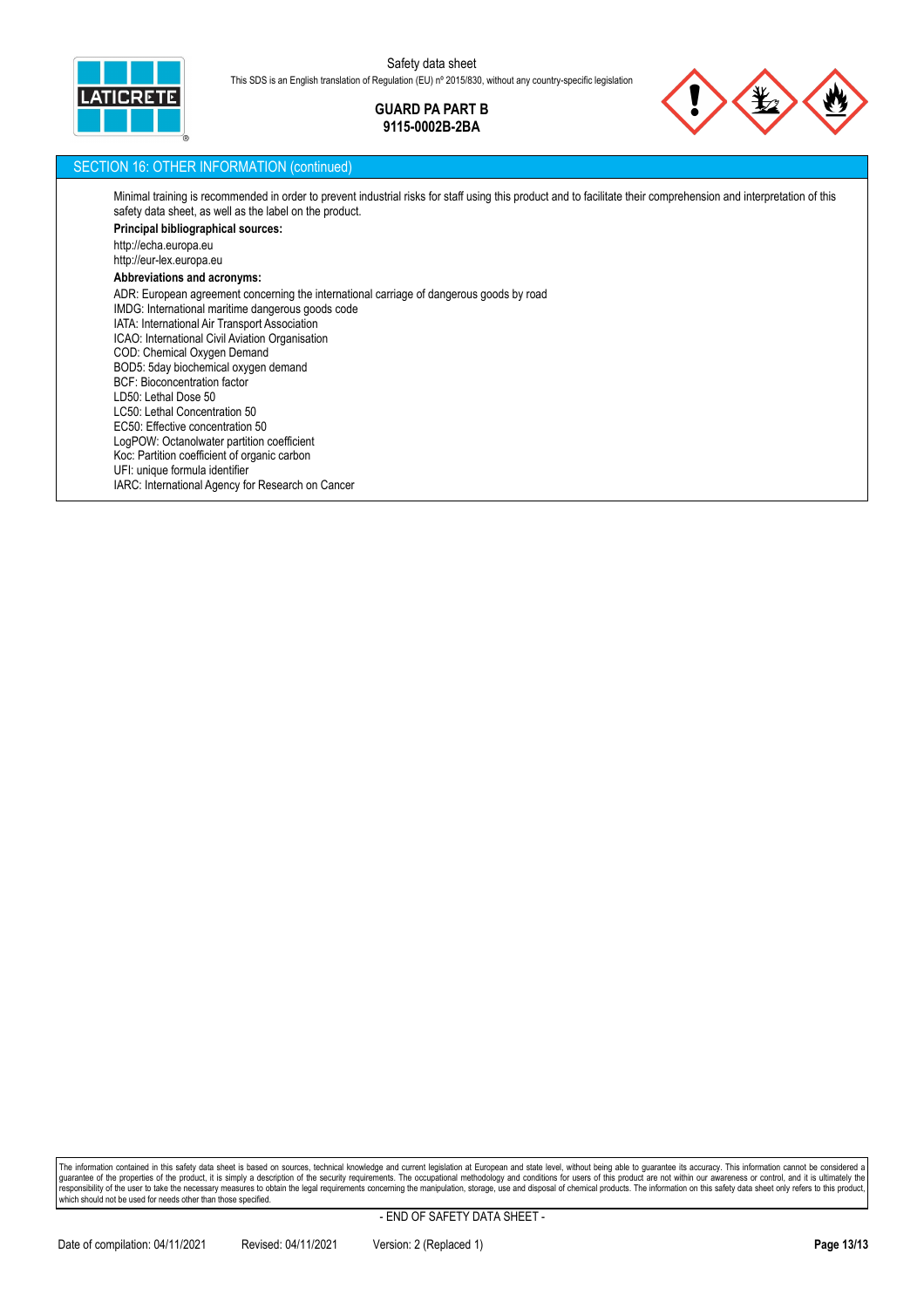## SECTION 16: OTHER INFORMATION (continued)

Minimal training is recommended in order to prevent industrial risks for staff using this product and to facilitate their comprehension and interpretation of this safety data sheet, as well as the label on the product.

**Principal bibliographical sources:**

http://echa.europa.eu
http://eur-lex.europa.eu

**Abbreviations and acronyms:**

ADR: European agreement concerning the international carriage of dangerous goods by road
IMDG: International maritime dangerous goods code
IATA: International Air Transport Association
ICAO: International Civil Aviation Organisation
COD: Chemical Oxygen Demand
BOD5: 5day biochemical oxygen demand
BCF: Bioconcentration factor
LD50: Lethal Dose 50
LC50: Lethal Concentration 50
EC50: Effective concentration 50
LogPOW: Octanolwater partition coefficient
Koc: Partition coefficient of organic carbon
UFI: unique formula identifier
IARC: International Agency for Research on Cancer

The information contained in this safety data sheet is based on sources, technical knowledge and current legislation at European and state level, without being able to guarantee its accuracy. This information cannot be considered a guarantee of the properties of the product, it is simply a description of the security requirements. The occupational methodology and conditions for users of this product are not within our awareness or control, and it is ultimately the responsibility of the user to take the necessary measures to obtain the legal requirements concerning the manipulation, storage, use and disposal of chemical products. The information on this safety data sheet only refers to this product, which should not be used for needs other than those specified.

- END OF SAFETY DATA SHEET -